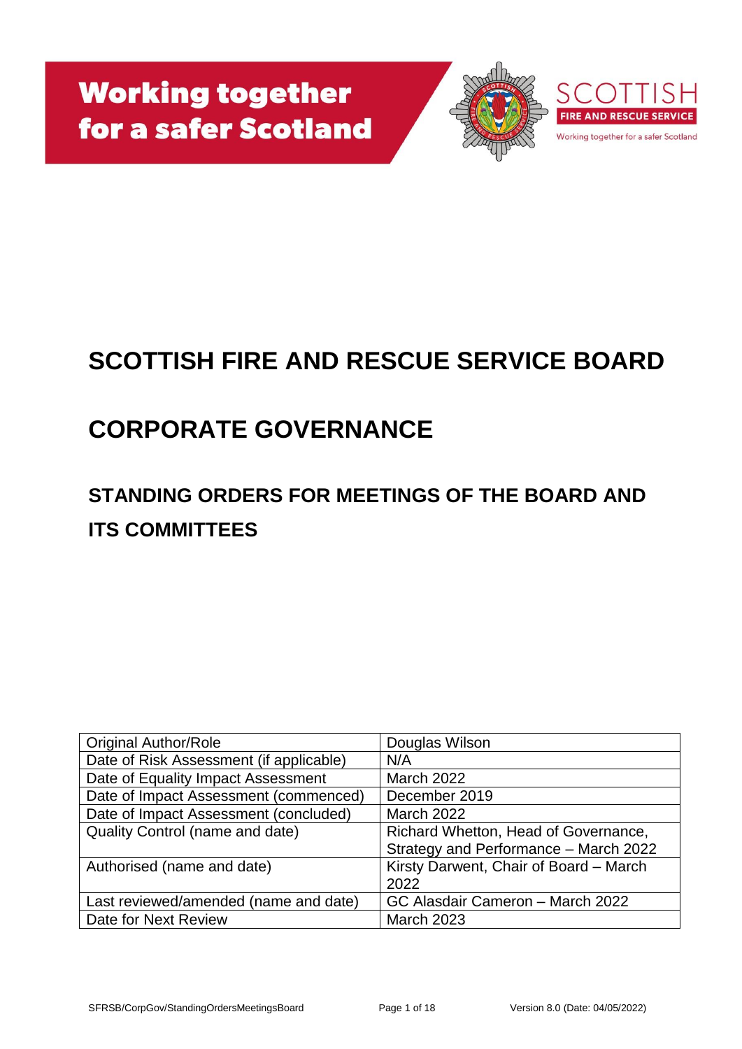Working together for a safer Scotland

SCOTTISH FIRE AND RESCUE SERVICE

Working together for a safer Scotland

# SCOTTISH FIRE AND RESCUE SERVICE BOARD

# CORPORATE GOVERNANCE

## STANDING ORDERS FOR MEETINGS OF THE BOARD AND ITS COMMITTEES

| Original Author/Role | Douglas Wilson |
|---|---|
| Date of Risk Assessment (if applicable) | N/A |
| Date of Equality Impact Assessment | March 2022 |
| Date of Impact Assessment (commenced) | December 2019 |
| Date of Impact Assessment (concluded) | March 2022 |
| Quality Control (name and date) | Richard Whetton, Head of Governance, Strategy and Performance – March 2022 |
| Authorised (name and date) | Kirsty Darwent, Chair of Board – March 2022 |
| Last reviewed/amended (name and date) | GC Alasdair Cameron – March 2022 |
| Date for Next Review | March 2023 |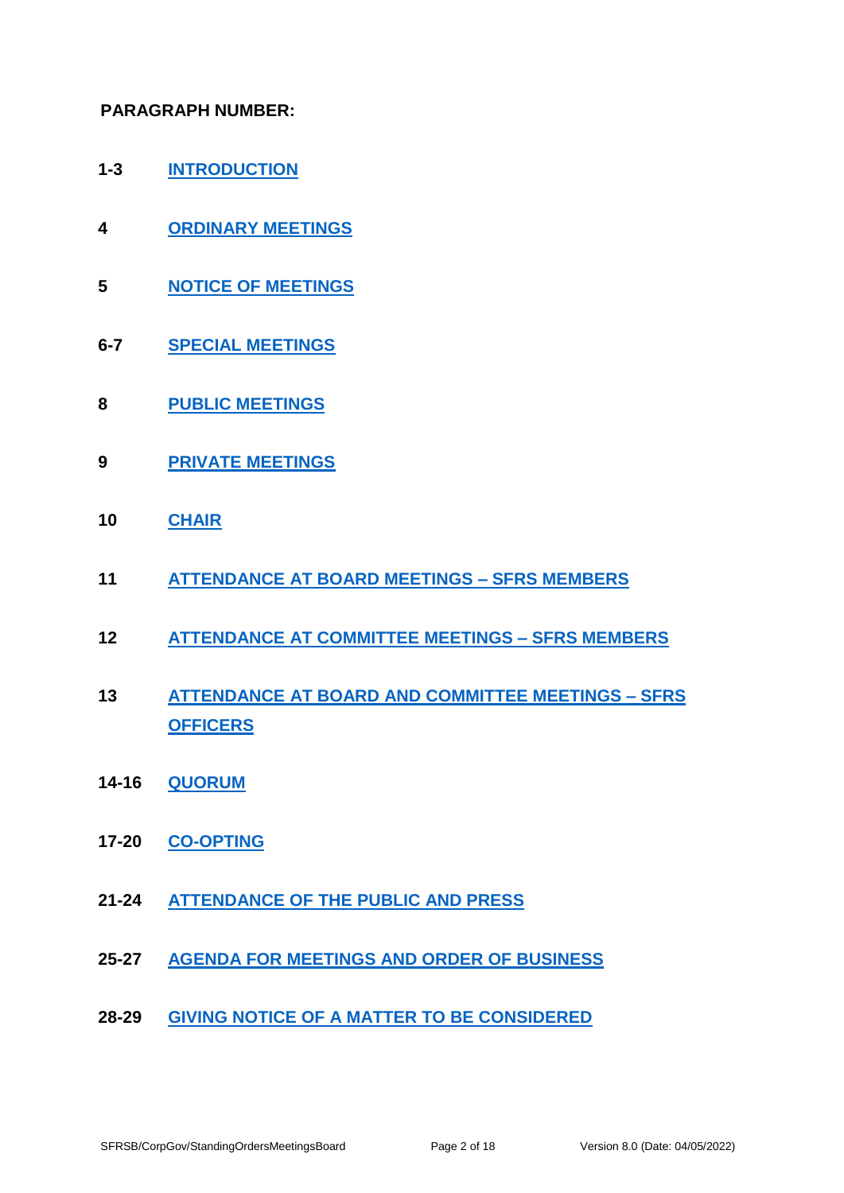**PARAGRAPH NUMBER:**

| | |
|---|---|
| **1-3** | **INTRODUCTION** |
| **4** | **ORDINARY MEETINGS** |
| **5** | **NOTICE OF MEETINGS** |
| **6-7** | **SPECIAL MEETINGS** |
| **8** | **PUBLIC MEETINGS** |
| **9** | **PRIVATE MEETINGS** |
| **10** | **CHAIR** |
| **11** | **ATTENDANCE AT BOARD MEETINGS – SFRS MEMBERS** |
| **12** | **ATTENDANCE AT COMMITTEE MEETINGS – SFRS MEMBERS** |
| **13** | **ATTENDANCE AT BOARD AND COMMITTEE MEETINGS – SFRS OFFICERS** |
| **14-16** | **QUORUM** |
| **17-20** | **CO-OPTING** |
| **21-24** | **ATTENDANCE OF THE PUBLIC AND PRESS** |
| **25-27** | **AGENDA FOR MEETINGS AND ORDER OF BUSINESS** |
| **28-29** | **GIVING NOTICE OF A MATTER TO BE CONSIDERED** |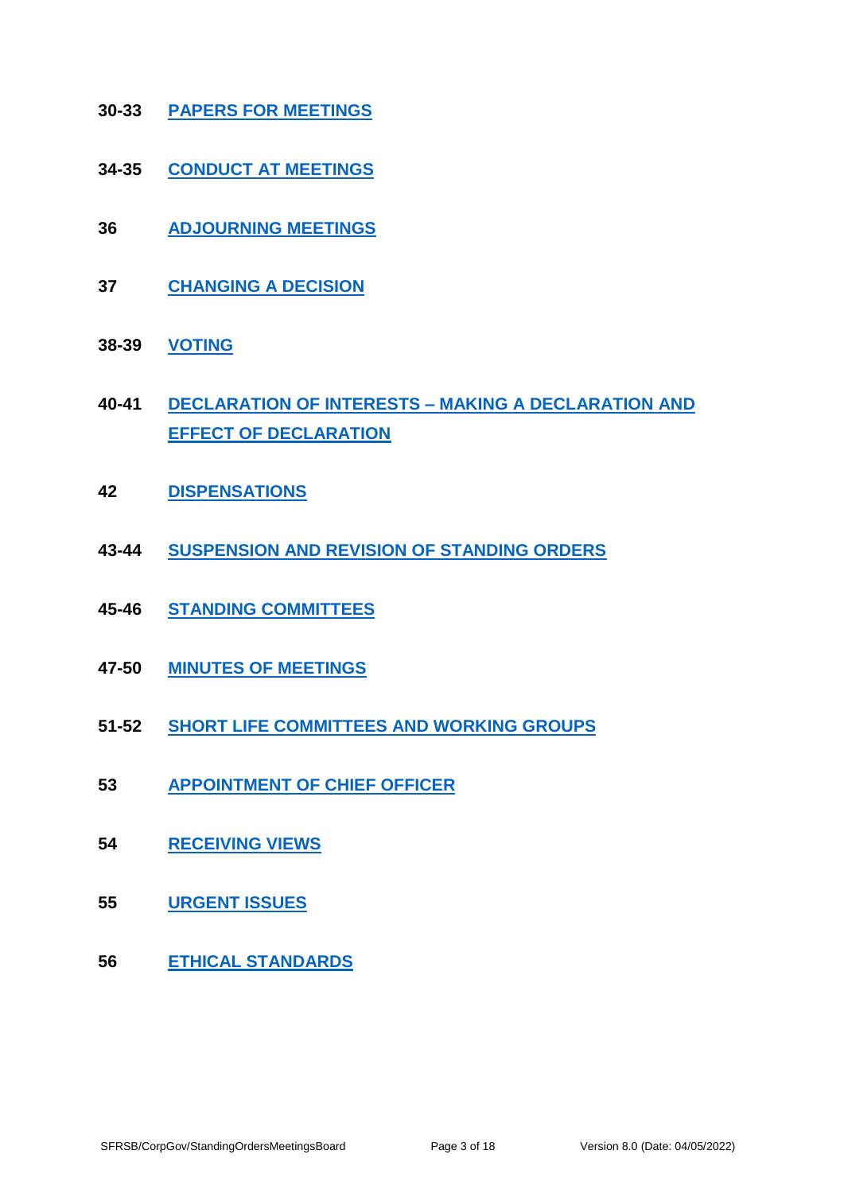**30-33** **PAPERS FOR MEETINGS**

**34-35** **CONDUCT AT MEETINGS**

**36** **ADJOURNING MEETINGS**

**37** **CHANGING A DECISION**

**38-39** **VOTING**

**40-41** **DECLARATION OF INTERESTS – MAKING A DECLARATION AND EFFECT OF DECLARATION**

**42** **DISPENSATIONS**

**43-44** **SUSPENSION AND REVISION OF STANDING ORDERS**

**45-46** **STANDING COMMITTEES**

**47-50** **MINUTES OF MEETINGS**

**51-52** **SHORT LIFE COMMITTEES AND WORKING GROUPS**

**53** **APPOINTMENT OF CHIEF OFFICER**

**54** **RECEIVING VIEWS**

**55** **URGENT ISSUES**

**56** **ETHICAL STANDARDS**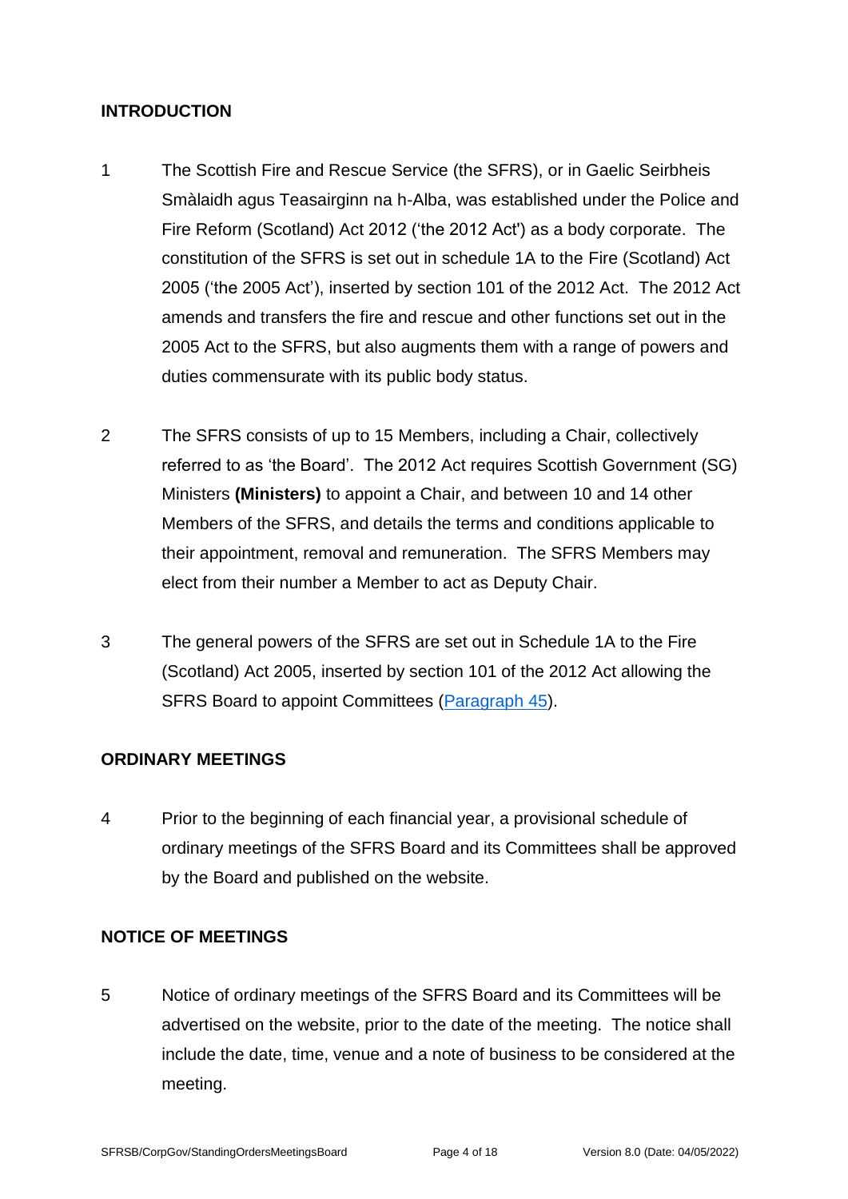## INTRODUCTION

1 The Scottish Fire and Rescue Service (the SFRS), or in Gaelic Seirbheis Smàlaidh agus Teasairginn na h-Alba, was established under the Police and Fire Reform (Scotland) Act 2012 ('the 2012 Act') as a body corporate. The constitution of the SFRS is set out in schedule 1A to the Fire (Scotland) Act 2005 ('the 2005 Act'), inserted by section 101 of the 2012 Act. The 2012 Act amends and transfers the fire and rescue and other functions set out in the 2005 Act to the SFRS, but also augments them with a range of powers and duties commensurate with its public body status.

2 The SFRS consists of up to 15 Members, including a Chair, collectively referred to as 'the Board'. The 2012 Act requires Scottish Government (SG) Ministers **(Ministers)** to appoint a Chair, and between 10 and 14 other Members of the SFRS, and details the terms and conditions applicable to their appointment, removal and remuneration. The SFRS Members may elect from their number a Member to act as Deputy Chair.

3 The general powers of the SFRS are set out in Schedule 1A to the Fire (Scotland) Act 2005, inserted by section 101 of the 2012 Act allowing the SFRS Board to appoint Committees (Paragraph 45).

## ORDINARY MEETINGS

4 Prior to the beginning of each financial year, a provisional schedule of ordinary meetings of the SFRS Board and its Committees shall be approved by the Board and published on the website.

## NOTICE OF MEETINGS

5 Notice of ordinary meetings of the SFRS Board and its Committees will be advertised on the website, prior to the date of the meeting. The notice shall include the date, time, venue and a note of business to be considered at the meeting.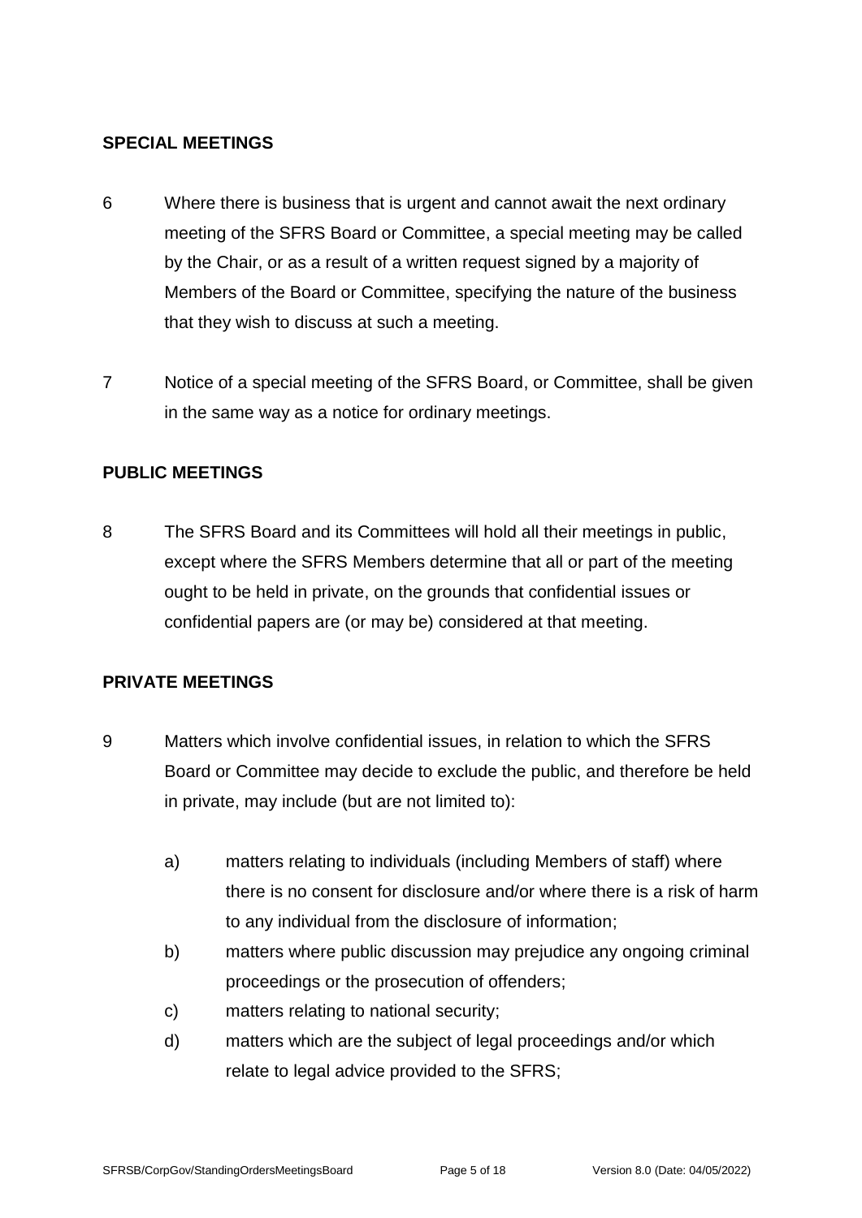## SPECIAL MEETINGS

6 Where there is business that is urgent and cannot await the next ordinary meeting of the SFRS Board or Committee, a special meeting may be called by the Chair, or as a result of a written request signed by a majority of Members of the Board or Committee, specifying the nature of the business that they wish to discuss at such a meeting.

7 Notice of a special meeting of the SFRS Board, or Committee, shall be given in the same way as a notice for ordinary meetings.

## PUBLIC MEETINGS

8 The SFRS Board and its Committees will hold all their meetings in public, except where the SFRS Members determine that all or part of the meeting ought to be held in private, on the grounds that confidential issues or confidential papers are (or may be) considered at that meeting.

## PRIVATE MEETINGS

9 Matters which involve confidential issues, in relation to which the SFRS Board or Committee may decide to exclude the public, and therefore be held in private, may include (but are not limited to):

a) matters relating to individuals (including Members of staff) where there is no consent for disclosure and/or where there is a risk of harm to any individual from the disclosure of information;

b) matters where public discussion may prejudice any ongoing criminal proceedings or the prosecution of offenders;

c) matters relating to national security;

d) matters which are the subject of legal proceedings and/or which relate to legal advice provided to the SFRS;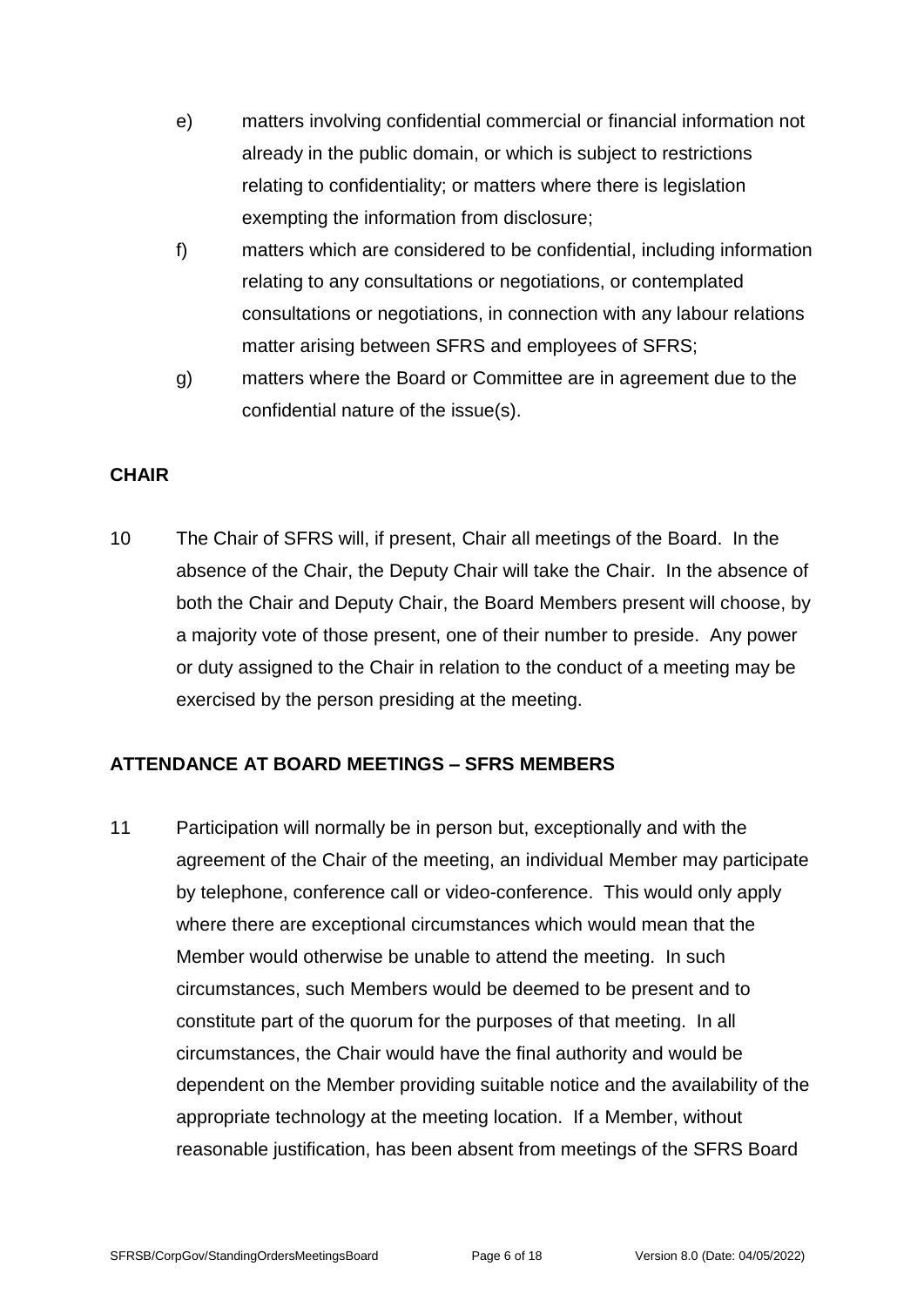e) matters involving confidential commercial or financial information not already in the public domain, or which is subject to restrictions relating to confidentiality; or matters where there is legislation exempting the information from disclosure;

f) matters which are considered to be confidential, including information relating to any consultations or negotiations, or contemplated consultations or negotiations, in connection with any labour relations matter arising between SFRS and employees of SFRS;

g) matters where the Board or Committee are in agreement due to the confidential nature of the issue(s).

## CHAIR

10 The Chair of SFRS will, if present, Chair all meetings of the Board. In the absence of the Chair, the Deputy Chair will take the Chair. In the absence of both the Chair and Deputy Chair, the Board Members present will choose, by a majority vote of those present, one of their number to preside. Any power or duty assigned to the Chair in relation to the conduct of a meeting may be exercised by the person presiding at the meeting.

## ATTENDANCE AT BOARD MEETINGS – SFRS MEMBERS

11 Participation will normally be in person but, exceptionally and with the agreement of the Chair of the meeting, an individual Member may participate by telephone, conference call or video-conference. This would only apply where there are exceptional circumstances which would mean that the Member would otherwise be unable to attend the meeting. In such circumstances, such Members would be deemed to be present and to constitute part of the quorum for the purposes of that meeting. In all circumstances, the Chair would have the final authority and would be dependent on the Member providing suitable notice and the availability of the appropriate technology at the meeting location. If a Member, without reasonable justification, has been absent from meetings of the SFRS Board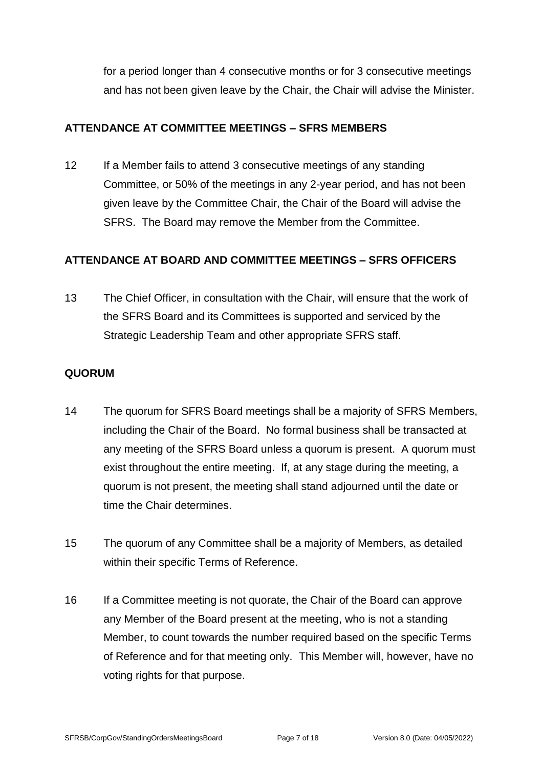for a period longer than 4 consecutive months or for 3 consecutive meetings and has not been given leave by the Chair, the Chair will advise the Minister.

**ATTENDANCE AT COMMITTEE MEETINGS – SFRS MEMBERS**

12 If a Member fails to attend 3 consecutive meetings of any standing Committee, or 50% of the meetings in any 2-year period, and has not been given leave by the Committee Chair, the Chair of the Board will advise the SFRS. The Board may remove the Member from the Committee.

**ATTENDANCE AT BOARD AND COMMITTEE MEETINGS – SFRS OFFICERS**

13 The Chief Officer, in consultation with the Chair, will ensure that the work of the SFRS Board and its Committees is supported and serviced by the Strategic Leadership Team and other appropriate SFRS staff.

**QUORUM**

14 The quorum for SFRS Board meetings shall be a majority of SFRS Members, including the Chair of the Board. No formal business shall be transacted at any meeting of the SFRS Board unless a quorum is present. A quorum must exist throughout the entire meeting. If, at any stage during the meeting, a quorum is not present, the meeting shall stand adjourned until the date or time the Chair determines.

15 The quorum of any Committee shall be a majority of Members, as detailed within their specific Terms of Reference.

16 If a Committee meeting is not quorate, the Chair of the Board can approve any Member of the Board present at the meeting, who is not a standing Member, to count towards the number required based on the specific Terms of Reference and for that meeting only. This Member will, however, have no voting rights for that purpose.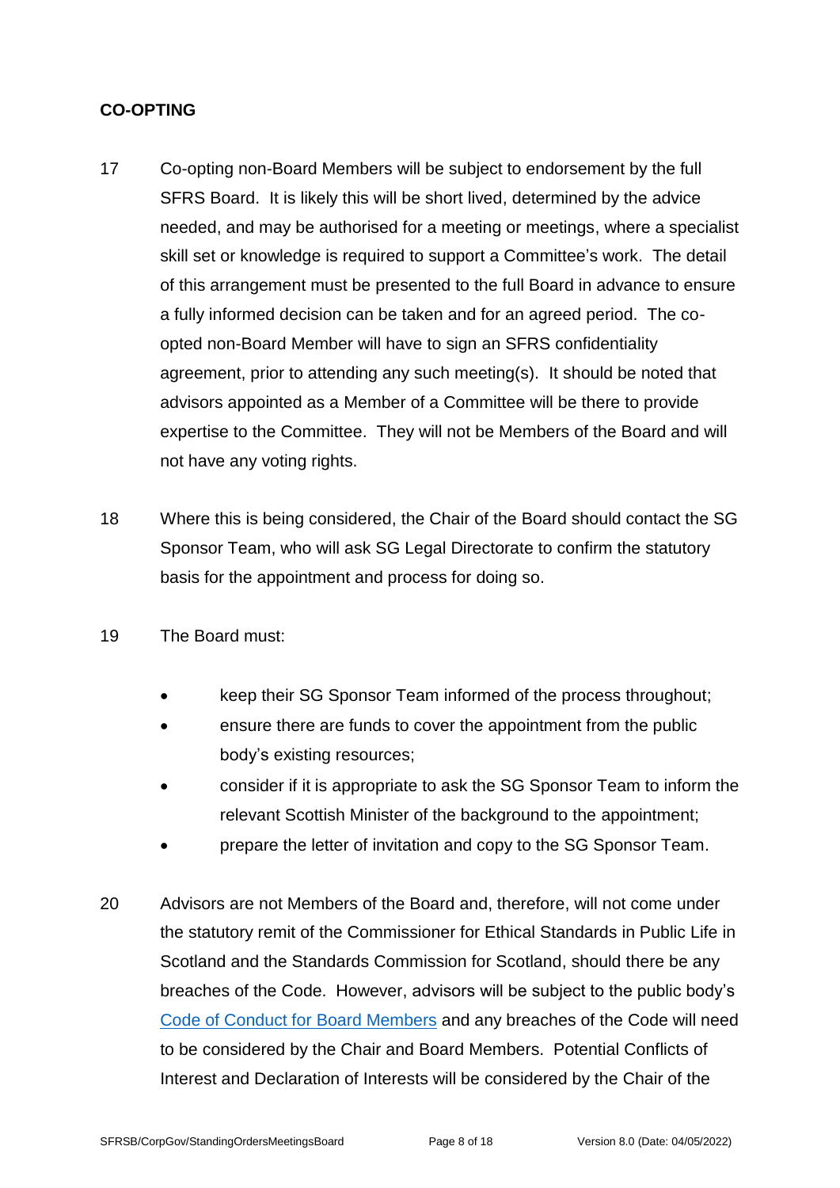**CO-OPTING**

17 Co-opting non-Board Members will be subject to endorsement by the full SFRS Board. It is likely this will be short lived, determined by the advice needed, and may be authorised for a meeting or meetings, where a specialist skill set or knowledge is required to support a Committee's work. The detail of this arrangement must be presented to the full Board in advance to ensure a fully informed decision can be taken and for an agreed period. The co-opted non-Board Member will have to sign an SFRS confidentiality agreement, prior to attending any such meeting(s). It should be noted that advisors appointed as a Member of a Committee will be there to provide expertise to the Committee. They will not be Members of the Board and will not have any voting rights.

18 Where this is being considered, the Chair of the Board should contact the SG Sponsor Team, who will ask SG Legal Directorate to confirm the statutory basis for the appointment and process for doing so.

19 The Board must:

- keep their SG Sponsor Team informed of the process throughout;
- ensure there are funds to cover the appointment from the public body's existing resources;
- consider if it is appropriate to ask the SG Sponsor Team to inform the relevant Scottish Minister of the background to the appointment;
- prepare the letter of invitation and copy to the SG Sponsor Team.

20 Advisors are not Members of the Board and, therefore, will not come under the statutory remit of the Commissioner for Ethical Standards in Public Life in Scotland and the Standards Commission for Scotland, should there be any breaches of the Code. However, advisors will be subject to the public body's Code of Conduct for Board Members and any breaches of the Code will need to be considered by the Chair and Board Members. Potential Conflicts of Interest and Declaration of Interests will be considered by the Chair of the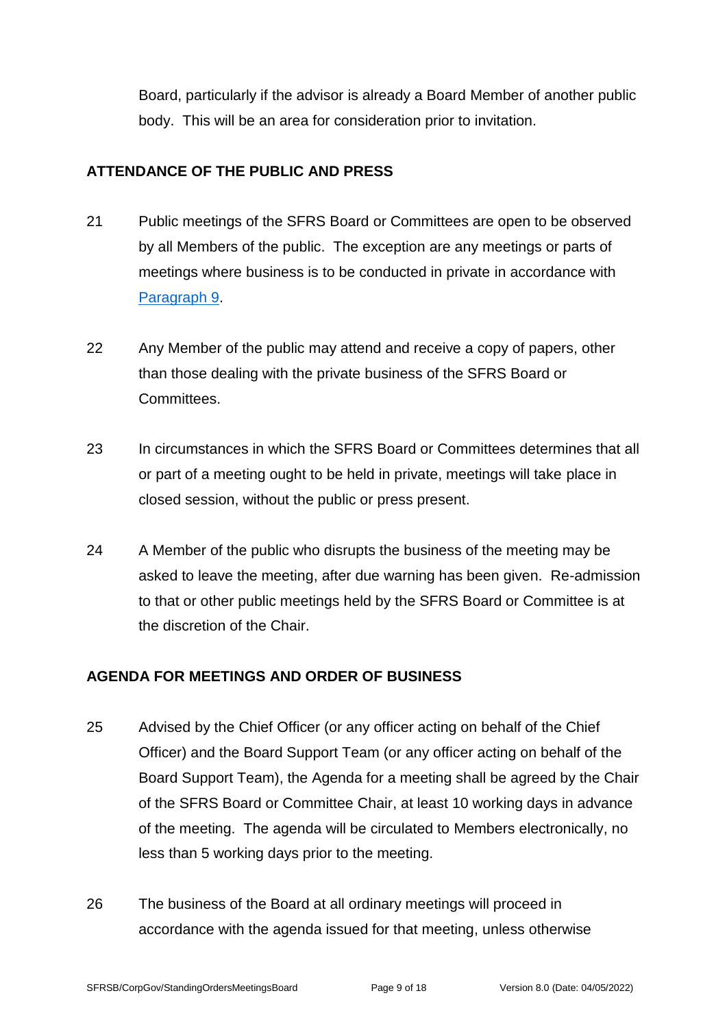Board, particularly if the advisor is already a Board Member of another public body. This will be an area for consideration prior to invitation.

## ATTENDANCE OF THE PUBLIC AND PRESS

21 Public meetings of the SFRS Board or Committees are open to be observed by all Members of the public. The exception are any meetings or parts of meetings where business is to be conducted in private in accordance with Paragraph 9.

22 Any Member of the public may attend and receive a copy of papers, other than those dealing with the private business of the SFRS Board or Committees.

23 In circumstances in which the SFRS Board or Committees determines that all or part of a meeting ought to be held in private, meetings will take place in closed session, without the public or press present.

24 A Member of the public who disrupts the business of the meeting may be asked to leave the meeting, after due warning has been given. Re-admission to that or other public meetings held by the SFRS Board or Committee is at the discretion of the Chair.

## AGENDA FOR MEETINGS AND ORDER OF BUSINESS

25 Advised by the Chief Officer (or any officer acting on behalf of the Chief Officer) and the Board Support Team (or any officer acting on behalf of the Board Support Team), the Agenda for a meeting shall be agreed by the Chair of the SFRS Board or Committee Chair, at least 10 working days in advance of the meeting. The agenda will be circulated to Members electronically, no less than 5 working days prior to the meeting.

26 The business of the Board at all ordinary meetings will proceed in accordance with the agenda issued for that meeting, unless otherwise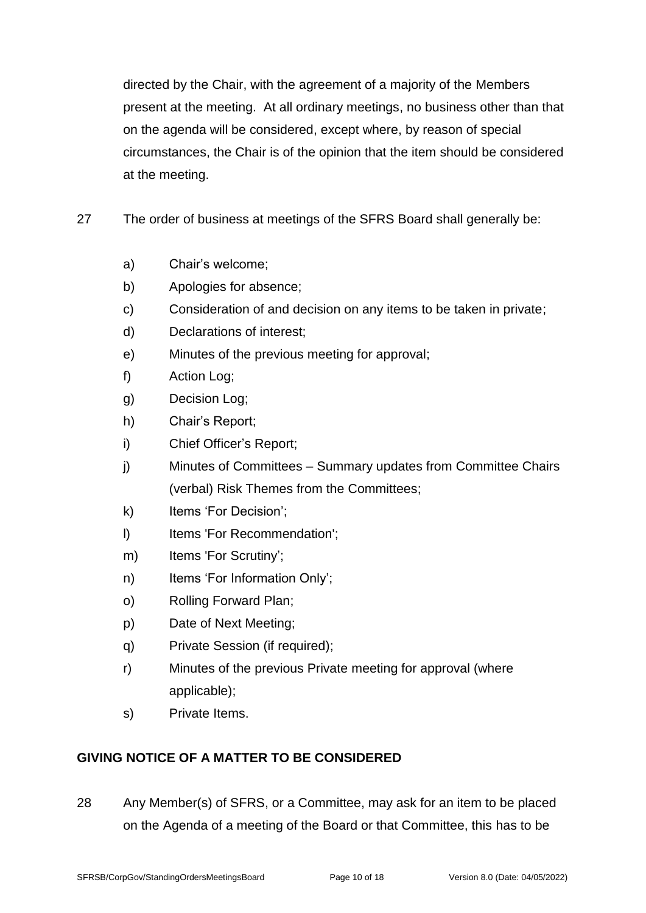directed by the Chair, with the agreement of a majority of the Members present at the meeting. At all ordinary meetings, no business other than that on the agenda will be considered, except where, by reason of special circumstances, the Chair is of the opinion that the item should be considered at the meeting.

27 The order of business at meetings of the SFRS Board shall generally be:

a) Chair's welcome;
b) Apologies for absence;
c) Consideration of and decision on any items to be taken in private;
d) Declarations of interest;
e) Minutes of the previous meeting for approval;
f) Action Log;
g) Decision Log;
h) Chair's Report;
i) Chief Officer's Report;
j) Minutes of Committees – Summary updates from Committee Chairs (verbal) Risk Themes from the Committees;
k) Items 'For Decision';
l) Items 'For Recommendation';
m) Items 'For Scrutiny';
n) Items 'For Information Only';
o) Rolling Forward Plan;
p) Date of Next Meeting;
q) Private Session (if required);
r) Minutes of the previous Private meeting for approval (where applicable);
s) Private Items.

## GIVING NOTICE OF A MATTER TO BE CONSIDERED

28 Any Member(s) of SFRS, or a Committee, may ask for an item to be placed on the Agenda of a meeting of the Board or that Committee, this has to be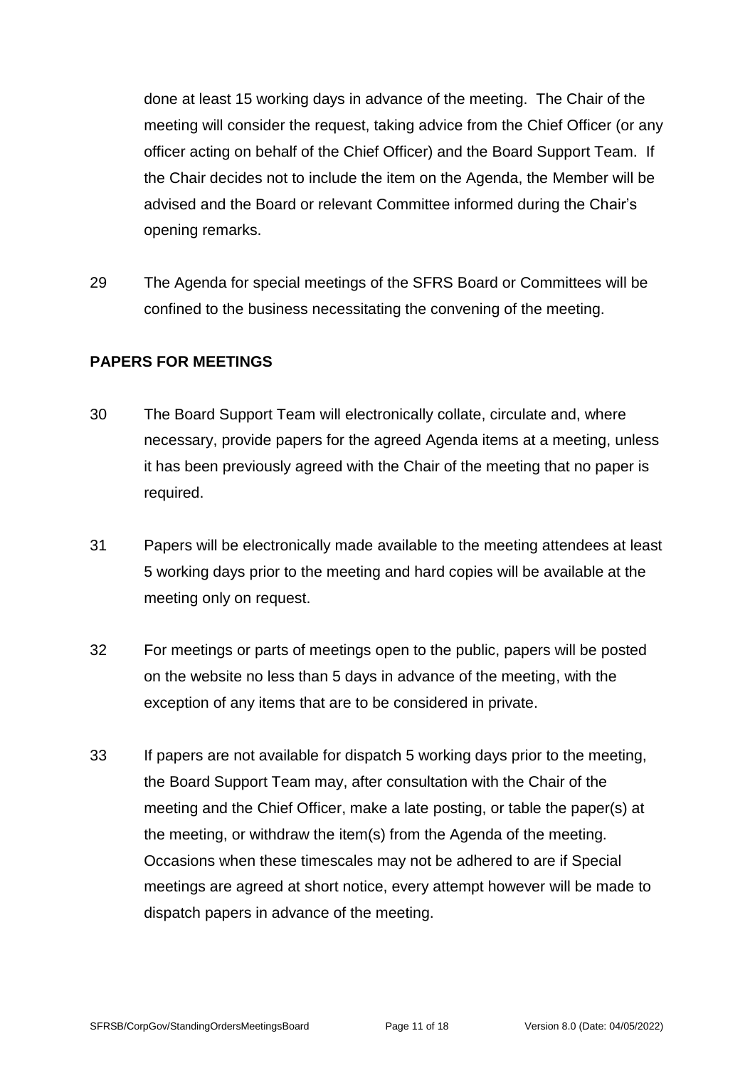done at least 15 working days in advance of the meeting. The Chair of the meeting will consider the request, taking advice from the Chief Officer (or any officer acting on behalf of the Chief Officer) and the Board Support Team. If the Chair decides not to include the item on the Agenda, the Member will be advised and the Board or relevant Committee informed during the Chair's opening remarks.

29 The Agenda for special meetings of the SFRS Board or Committees will be confined to the business necessitating the convening of the meeting.

**PAPERS FOR MEETINGS**

30 The Board Support Team will electronically collate, circulate and, where necessary, provide papers for the agreed Agenda items at a meeting, unless it has been previously agreed with the Chair of the meeting that no paper is required.

31 Papers will be electronically made available to the meeting attendees at least 5 working days prior to the meeting and hard copies will be available at the meeting only on request.

32 For meetings or parts of meetings open to the public, papers will be posted on the website no less than 5 days in advance of the meeting, with the exception of any items that are to be considered in private.

33 If papers are not available for dispatch 5 working days prior to the meeting, the Board Support Team may, after consultation with the Chair of the meeting and the Chief Officer, make a late posting, or table the paper(s) at the meeting, or withdraw the item(s) from the Agenda of the meeting. Occasions when these timescales may not be adhered to are if Special meetings are agreed at short notice, every attempt however will be made to dispatch papers in advance of the meeting.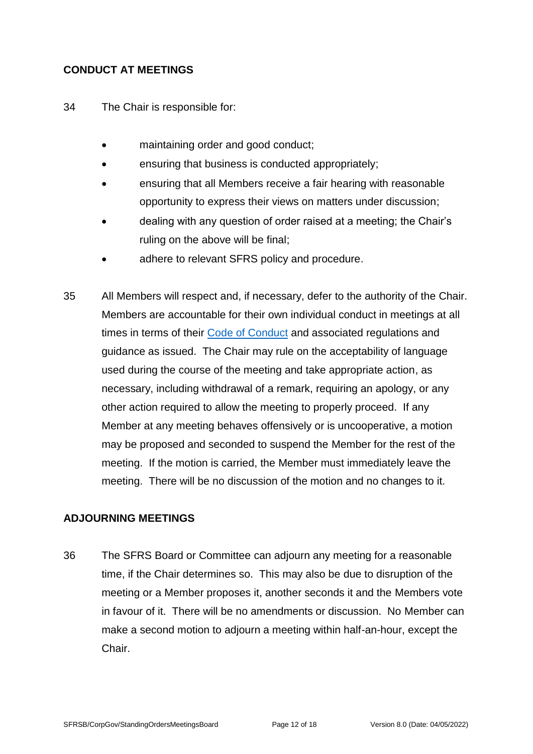## CONDUCT AT MEETINGS

34 The Chair is responsible for:

- maintaining order and good conduct;
- ensuring that business is conducted appropriately;
- ensuring that all Members receive a fair hearing with reasonable opportunity to express their views on matters under discussion;
- dealing with any question of order raised at a meeting; the Chair's ruling on the above will be final;
- adhere to relevant SFRS policy and procedure.

35 All Members will respect and, if necessary, defer to the authority of the Chair. Members are accountable for their own individual conduct in meetings at all times in terms of their Code of Conduct and associated regulations and guidance as issued. The Chair may rule on the acceptability of language used during the course of the meeting and take appropriate action, as necessary, including withdrawal of a remark, requiring an apology, or any other action required to allow the meeting to properly proceed. If any Member at any meeting behaves offensively or is uncooperative, a motion may be proposed and seconded to suspend the Member for the rest of the meeting. If the motion is carried, the Member must immediately leave the meeting. There will be no discussion of the motion and no changes to it.

## ADJOURNING MEETINGS

36 The SFRS Board or Committee can adjourn any meeting for a reasonable time, if the Chair determines so. This may also be due to disruption of the meeting or a Member proposes it, another seconds it and the Members vote in favour of it. There will be no amendments or discussion. No Member can make a second motion to adjourn a meeting within half-an-hour, except the Chair.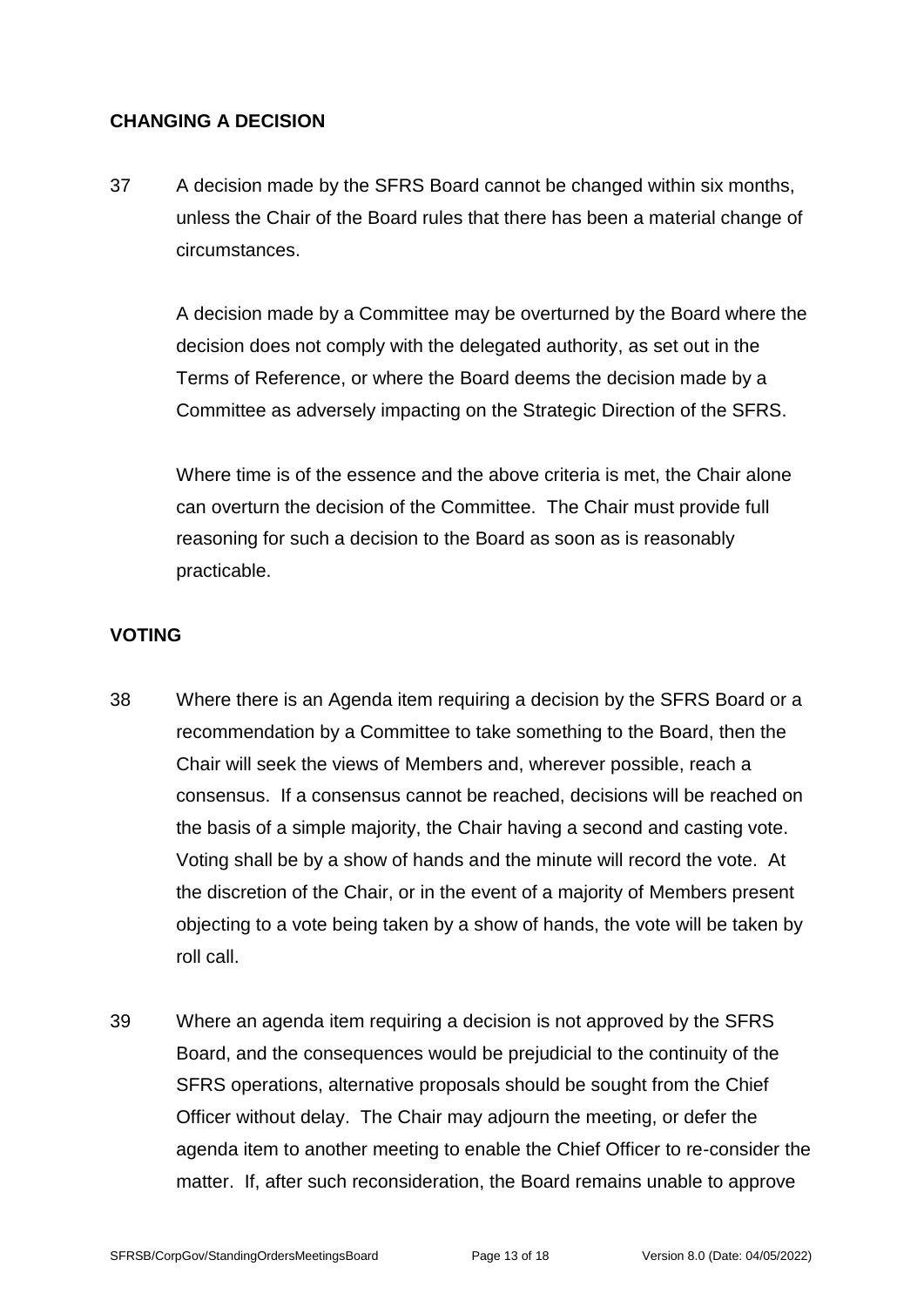## CHANGING A DECISION

37 A decision made by the SFRS Board cannot be changed within six months, unless the Chair of the Board rules that there has been a material change of circumstances.

A decision made by a Committee may be overturned by the Board where the decision does not comply with the delegated authority, as set out in the Terms of Reference, or where the Board deems the decision made by a Committee as adversely impacting on the Strategic Direction of the SFRS.

Where time is of the essence and the above criteria is met, the Chair alone can overturn the decision of the Committee. The Chair must provide full reasoning for such a decision to the Board as soon as is reasonably practicable.

## VOTING

38 Where there is an Agenda item requiring a decision by the SFRS Board or a recommendation by a Committee to take something to the Board, then the Chair will seek the views of Members and, wherever possible, reach a consensus. If a consensus cannot be reached, decisions will be reached on the basis of a simple majority, the Chair having a second and casting vote. Voting shall be by a show of hands and the minute will record the vote. At the discretion of the Chair, or in the event of a majority of Members present objecting to a vote being taken by a show of hands, the vote will be taken by roll call.

39 Where an agenda item requiring a decision is not approved by the SFRS Board, and the consequences would be prejudicial to the continuity of the SFRS operations, alternative proposals should be sought from the Chief Officer without delay. The Chair may adjourn the meeting, or defer the agenda item to another meeting to enable the Chief Officer to re-consider the matter. If, after such reconsideration, the Board remains unable to approve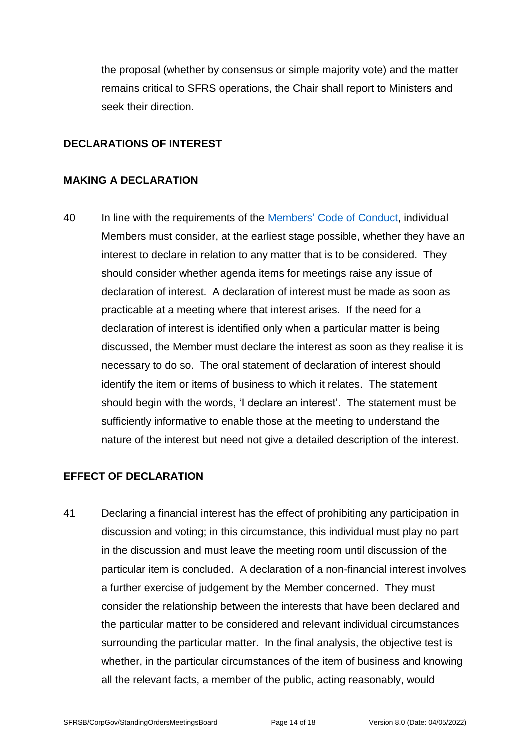the proposal (whether by consensus or simple majority vote) and the matter remains critical to SFRS operations, the Chair shall report to Ministers and seek their direction.

## DECLARATIONS OF INTEREST

### MAKING A DECLARATION

40 In line with the requirements of the Members' Code of Conduct, individual Members must consider, at the earliest stage possible, whether they have an interest to declare in relation to any matter that is to be considered. They should consider whether agenda items for meetings raise any issue of declaration of interest. A declaration of interest must be made as soon as practicable at a meeting where that interest arises. If the need for a declaration of interest is identified only when a particular matter is being discussed, the Member must declare the interest as soon as they realise it is necessary to do so. The oral statement of declaration of interest should identify the item or items of business to which it relates. The statement should begin with the words, 'I declare an interest'. The statement must be sufficiently informative to enable those at the meeting to understand the nature of the interest but need not give a detailed description of the interest.

### EFFECT OF DECLARATION

41 Declaring a financial interest has the effect of prohibiting any participation in discussion and voting; in this circumstance, this individual must play no part in the discussion and must leave the meeting room until discussion of the particular item is concluded. A declaration of a non-financial interest involves a further exercise of judgement by the Member concerned. They must consider the relationship between the interests that have been declared and the particular matter to be considered and relevant individual circumstances surrounding the particular matter. In the final analysis, the objective test is whether, in the particular circumstances of the item of business and knowing all the relevant facts, a member of the public, acting reasonably, would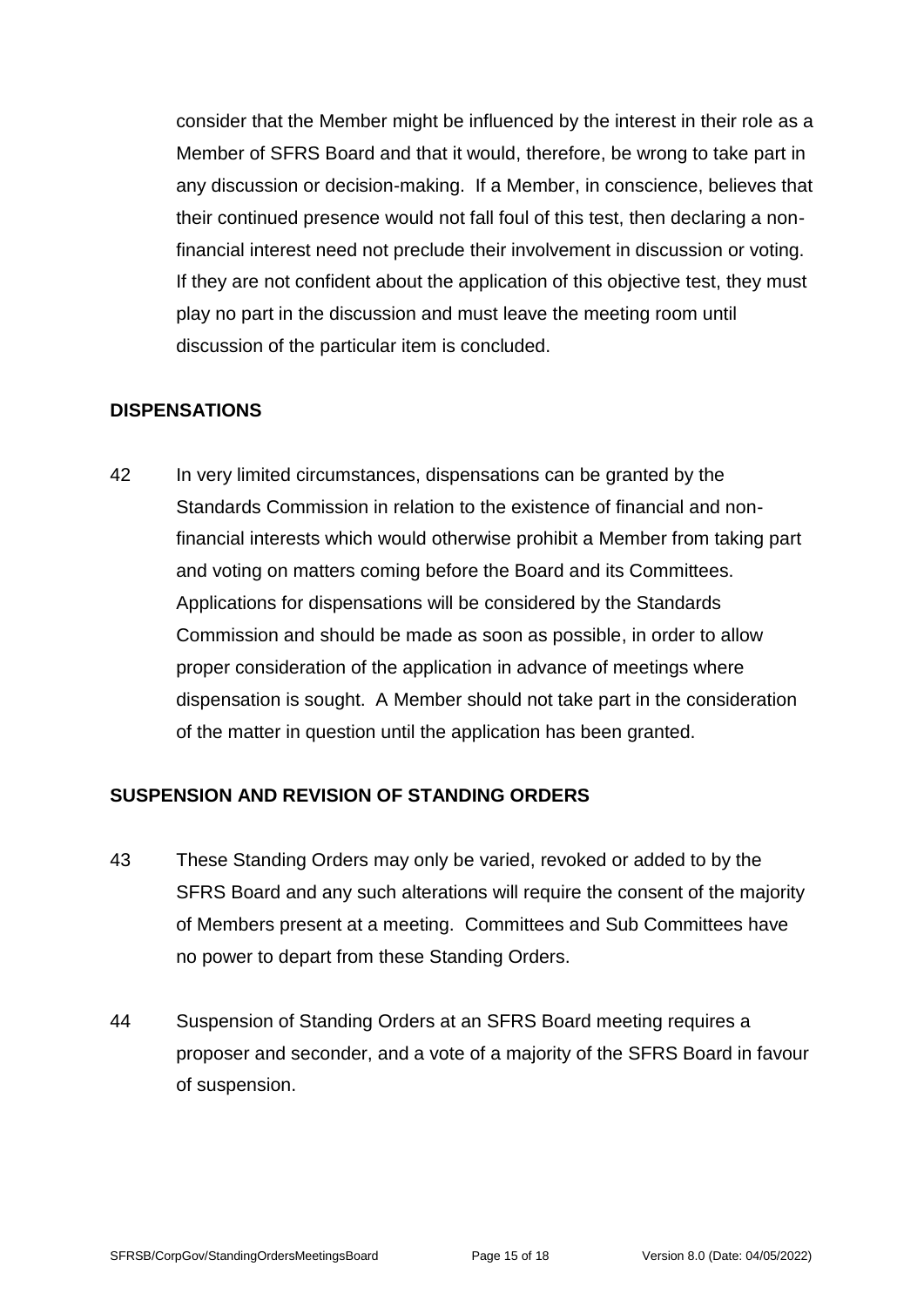consider that the Member might be influenced by the interest in their role as a Member of SFRS Board and that it would, therefore, be wrong to take part in any discussion or decision-making. If a Member, in conscience, believes that their continued presence would not fall foul of this test, then declaring a non-financial interest need not preclude their involvement in discussion or voting. If they are not confident about the application of this objective test, they must play no part in the discussion and must leave the meeting room until discussion of the particular item is concluded.

## DISPENSATIONS

42 In very limited circumstances, dispensations can be granted by the Standards Commission in relation to the existence of financial and non-financial interests which would otherwise prohibit a Member from taking part and voting on matters coming before the Board and its Committees. Applications for dispensations will be considered by the Standards Commission and should be made as soon as possible, in order to allow proper consideration of the application in advance of meetings where dispensation is sought. A Member should not take part in the consideration of the matter in question until the application has been granted.

## SUSPENSION AND REVISION OF STANDING ORDERS

43 These Standing Orders may only be varied, revoked or added to by the SFRS Board and any such alterations will require the consent of the majority of Members present at a meeting. Committees and Sub Committees have no power to depart from these Standing Orders.

44 Suspension of Standing Orders at an SFRS Board meeting requires a proposer and seconder, and a vote of a majority of the SFRS Board in favour of suspension.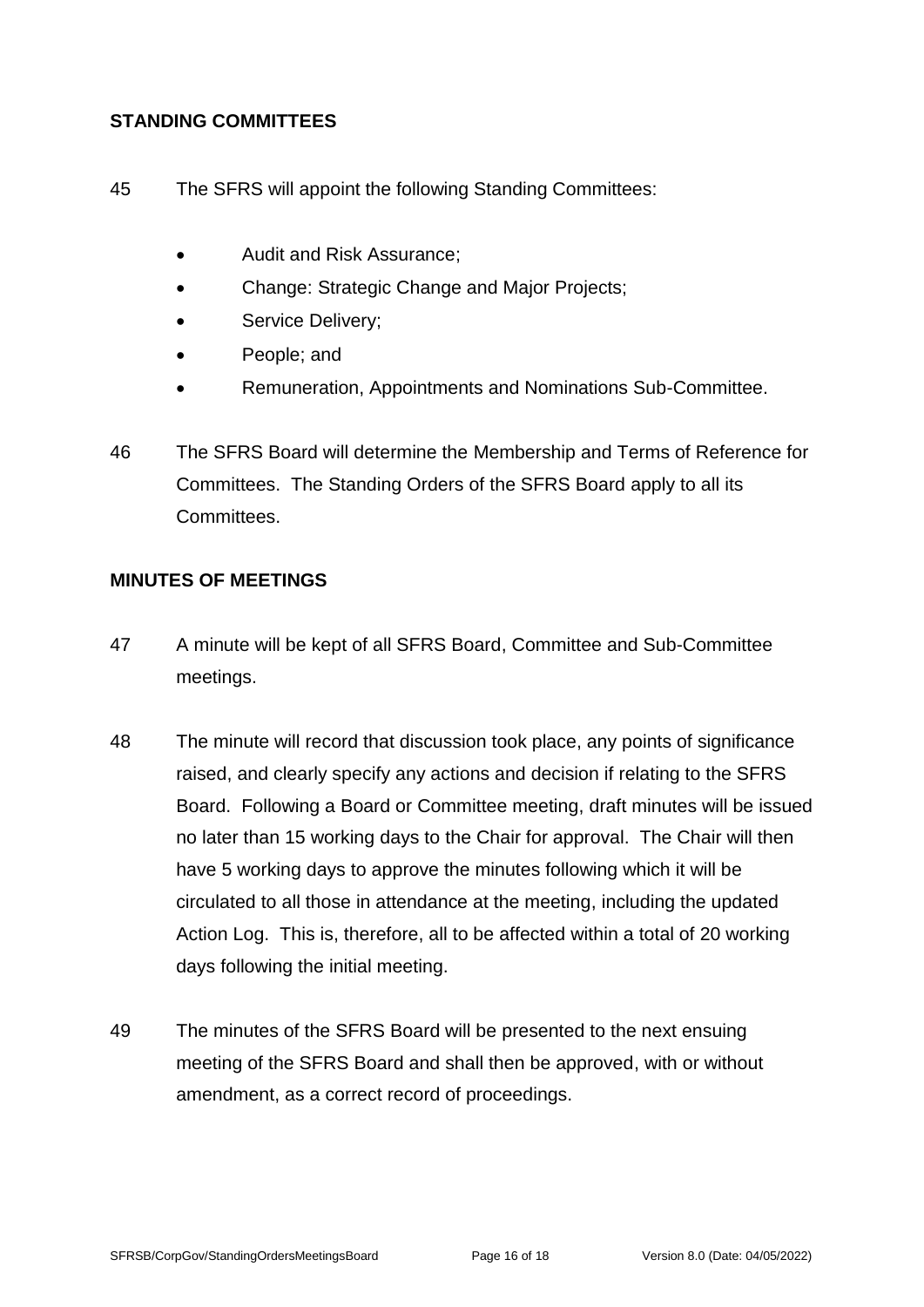## STANDING COMMITTEES

45 The SFRS will appoint the following Standing Committees:

- Audit and Risk Assurance;
- Change: Strategic Change and Major Projects;
- Service Delivery;
- People; and
- Remuneration, Appointments and Nominations Sub-Committee.

46 The SFRS Board will determine the Membership and Terms of Reference for Committees. The Standing Orders of the SFRS Board apply to all its Committees.

## MINUTES OF MEETINGS

47 A minute will be kept of all SFRS Board, Committee and Sub-Committee meetings.

48 The minute will record that discussion took place, any points of significance raised, and clearly specify any actions and decision if relating to the SFRS Board. Following a Board or Committee meeting, draft minutes will be issued no later than 15 working days to the Chair for approval. The Chair will then have 5 working days to approve the minutes following which it will be circulated to all those in attendance at the meeting, including the updated Action Log. This is, therefore, all to be affected within a total of 20 working days following the initial meeting.

49 The minutes of the SFRS Board will be presented to the next ensuing meeting of the SFRS Board and shall then be approved, with or without amendment, as a correct record of proceedings.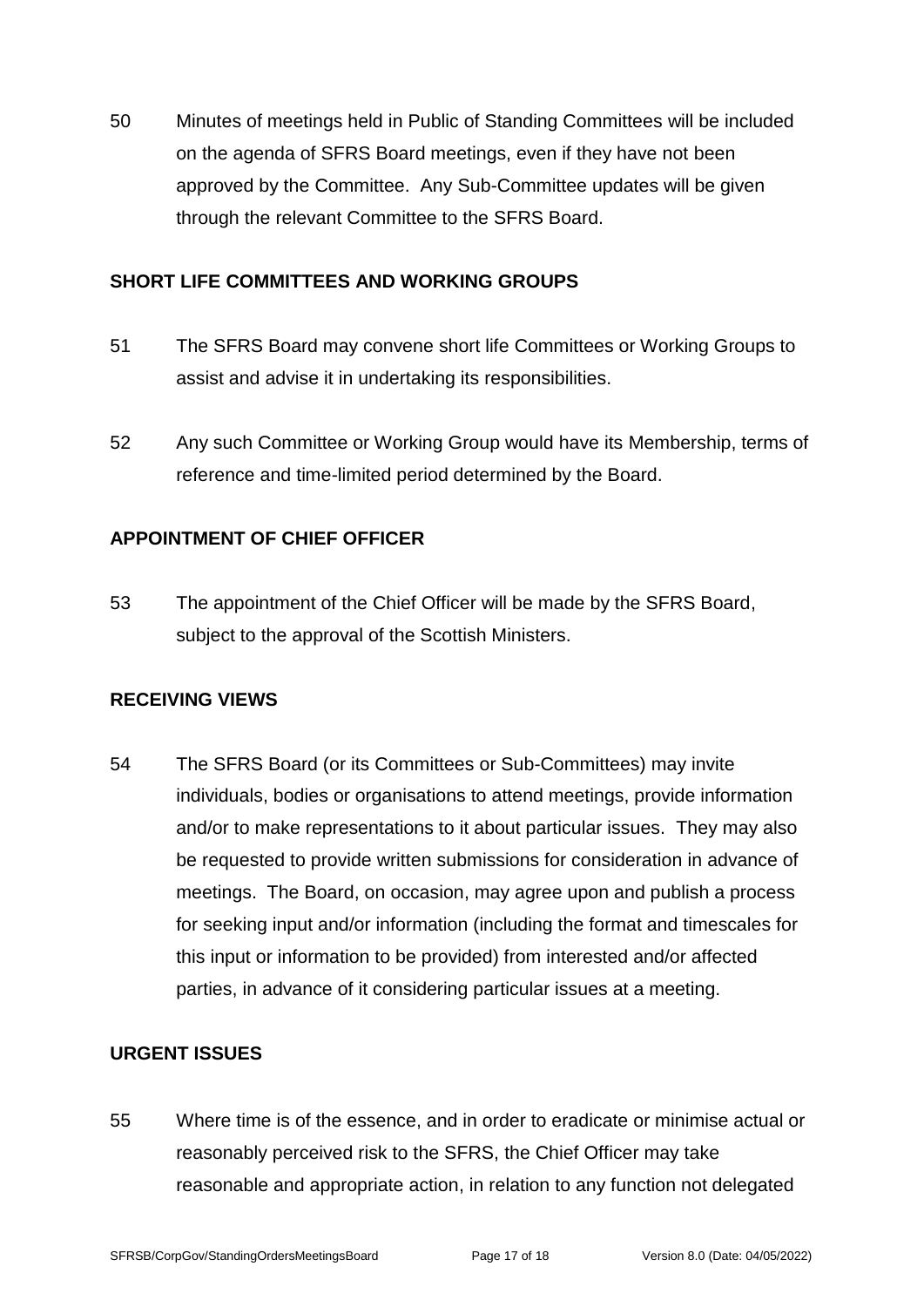50 Minutes of meetings held in Public of Standing Committees will be included on the agenda of SFRS Board meetings, even if they have not been approved by the Committee. Any Sub-Committee updates will be given through the relevant Committee to the SFRS Board.

## SHORT LIFE COMMITTEES AND WORKING GROUPS

51 The SFRS Board may convene short life Committees or Working Groups to assist and advise it in undertaking its responsibilities.

52 Any such Committee or Working Group would have its Membership, terms of reference and time-limited period determined by the Board.

## APPOINTMENT OF CHIEF OFFICER

53 The appointment of the Chief Officer will be made by the SFRS Board, subject to the approval of the Scottish Ministers.

## RECEIVING VIEWS

54 The SFRS Board (or its Committees or Sub-Committees) may invite individuals, bodies or organisations to attend meetings, provide information and/or to make representations to it about particular issues. They may also be requested to provide written submissions for consideration in advance of meetings. The Board, on occasion, may agree upon and publish a process for seeking input and/or information (including the format and timescales for this input or information to be provided) from interested and/or affected parties, in advance of it considering particular issues at a meeting.

## URGENT ISSUES

55 Where time is of the essence, and in order to eradicate or minimise actual or reasonably perceived risk to the SFRS, the Chief Officer may take reasonable and appropriate action, in relation to any function not delegated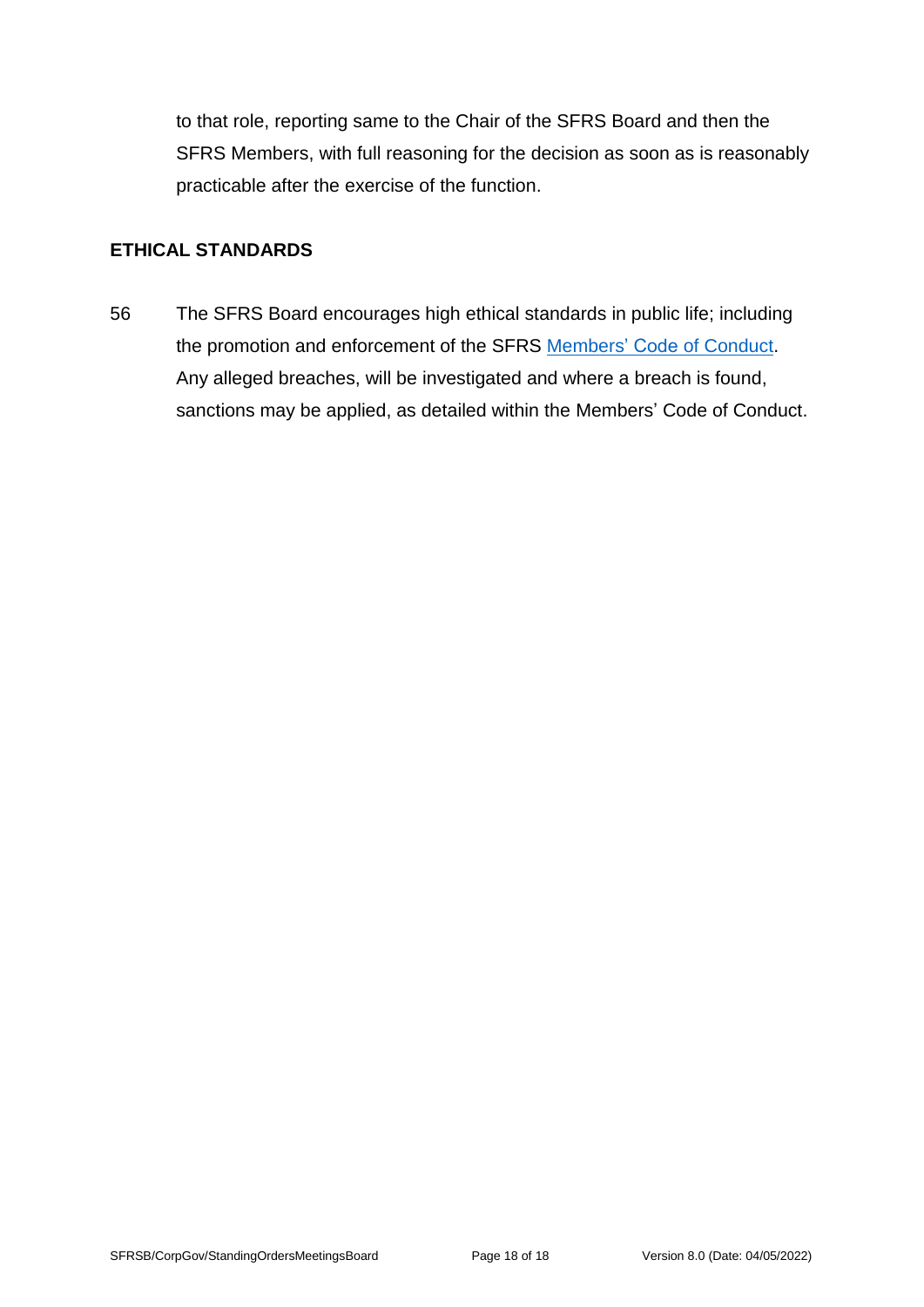to that role, reporting same to the Chair of the SFRS Board and then the SFRS Members, with full reasoning for the decision as soon as is reasonably practicable after the exercise of the function.

## ETHICAL STANDARDS

56 The SFRS Board encourages high ethical standards in public life; including the promotion and enforcement of the SFRS Members' Code of Conduct. Any alleged breaches, will be investigated and where a breach is found, sanctions may be applied, as detailed within the Members' Code of Conduct.